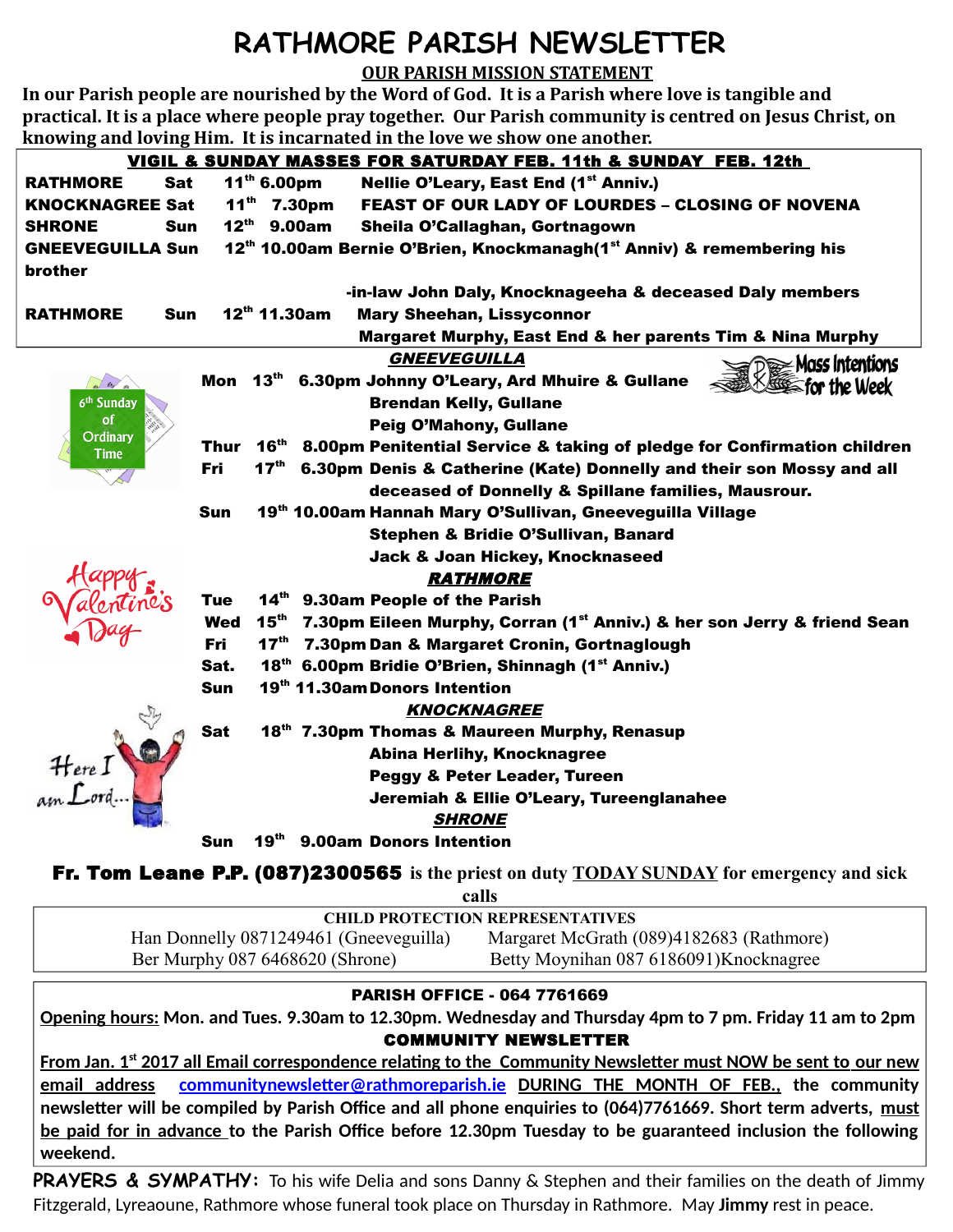# RATHMORE PARISH NEWSLETTER

## OUR PARISH MISSION STATEMENT

**In our Parish people are nourished by the Word of God. It is a Parish where love is tangible and practical. It is a place where people pray together. Our Parish community is centred on Jesus Christ, on knowing and loving Him. It is incarnated in the love we show one another.**

### VIGIL & SUNDAY MASSES FOR SATURDAY FEB. 11th & SUNDAY FEB. 12th

| | | | |
|---|---|---|---|
| **RATHMORE** | **Sat** | **11th 6.00pm** | **Nellie O'Leary, East End (1st Anniv.)** |
| **KNOCKNAGREE** | **Sat** | **11th 7.30pm** | **FEAST OF OUR LADY OF LOURDES – CLOSING OF NOVENA** |
| **SHRONE** | **Sun** | **12th 9.00am** | **Sheila O'Callaghan, Gortnagown** |
| **GNEEVEGUILLA** | **Sun** | **12th 10.00am** | **Bernie O'Brien, Knockmanagh(1st Anniv) & remembering his brother-in-law John Daly, Knocknageeha & deceased Daly members** |
| **RATHMORE** | **Sun** | **12th 11.30am** | **Mary Sheehan, Lissyconnor** |
| | | | **Margaret Murphy, East End & her parents Tim & Nina Murphy** |

### Mass Intentions for the Week

6th Sunday of Ordinary Time

#### *GNEEVEGUILLA*

**Mon 13th 6.30pm Johnny O'Leary, Ard Mhuire & Gullane**
**Brendan Kelly, Gullane**
**Peig O'Mahony, Gullane**
**Thur 16th 8.00pm Penitential Service & taking of pledge for Confirmation children**
**Fri 17th 6.30pm Denis & Catherine (Kate) Donnelly and their son Mossy and all deceased of Donnelly & Spillane families, Mausrour.**
**Sun 19th 10.00am Hannah Mary O'Sullivan, Gneeveguilla Village**
**Stephen & Bridie O'Sullivan, Banard**
**Jack & Joan Hickey, Knocknaseed**

#### *RATHMORE*

**Tue 14th 9.30am People of the Parish**
**Wed 15th 7.30pm Eileen Murphy, Corran (1st Anniv.) & her son Jerry & friend Sean**
**Fri 17th 7.30pm Dan & Margaret Cronin, Gortnaglough**
**Sat. 18th 6.00pm Bridie O'Brien, Shinnagh (1st Anniv.)**
**Sun 19th 11.30am Donors Intention**

#### *KNOCKNAGREE*

**Sat 18th 7.30pm Thomas & Maureen Murphy, Renasup**
**Abina Herlihy, Knocknagree**
**Peggy & Peter Leader, Tureen**
**Jeremiah & Ellie O'Leary, Tureenglanahee**

#### *SHRONE*

**Sun 19th 9.00am Donors Intention**

Happy Valentine's Day

Here I am Lord...

**Fr. Tom Leane P.P. (087)2300565** is the priest on duty TODAY SUNDAY for emergency and sick calls

**CHILD PROTECTION REPRESENTATIVES**

| | |
|---|---|
| Han Donnelly 0871249461 (Gneeveguilla) | Margaret McGrath (089)4182683 (Rathmore) |
| Ber Murphy 087 6468620 (Shrone) | Betty Moynihan 087 6186091)Knocknagree |

**PARISH OFFICE - 064 7761669**

**Opening hours: Mon. and Tues. 9.30am to 12.30pm. Wednesday and Thursday 4pm to 7 pm. Friday 11 am to 2pm**

**COMMUNITY NEWSLETTER**

**From Jan. 1st 2017 all Email correspondence relating to the Community Newsletter must NOW be sent to our new email address communitynewsletter@rathmoreparish.ie DURING THE MONTH OF FEB., the community newsletter will be compiled by Parish Office and all phone enquiries to (064)7761669. Short term adverts, must be paid for in advance to the Parish Office before 12.30pm Tuesday to be guaranteed inclusion the following weekend.**

**PRAYERS & SYMPATHY:** To his wife Delia and sons Danny & Stephen and their families on the death of Jimmy Fitzgerald, Lyreaoune, Rathmore whose funeral took place on Thursday in Rathmore. May **Jimmy** rest in peace.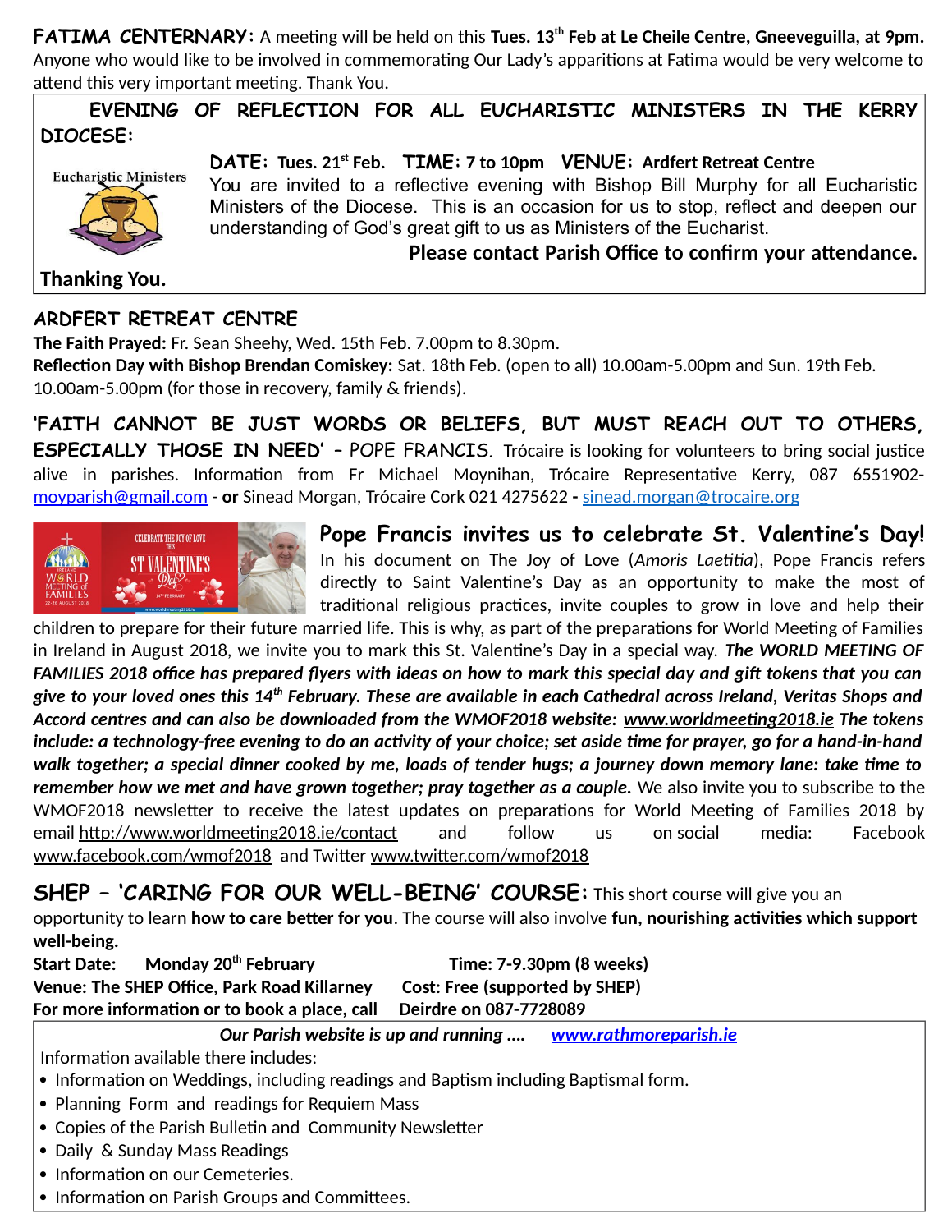**FATIMA CENTERNARY:** A meeting will be held on this **Tues. 13th Feb at Le Cheile Centre, Gneeveguilla, at 9pm.** Anyone who would like to be involved in commemorating Our Lady's apparitions at Fatima would be very welcome to attend this very important meeting. Thank You.

**EVENING OF REFLECTION FOR ALL EUCHARISTIC MINISTERS IN THE KERRY DIOCESE:**

**DATE: Tues. 21st Feb. TIME: 7 to 10pm VENUE: Ardfert Retreat Centre**

You are invited to a reflective evening with Bishop Bill Murphy for all Eucharistic Ministers of the Diocese. This is an occasion for us to stop, reflect and deepen our understanding of God's great gift to us as Ministers of the Eucharist.

**Please contact Parish Office to confirm your attendance.**

**Thanking You.**

**ARDFERT RETREAT CENTRE**

**The Faith Prayed:** Fr. Sean Sheehy, Wed. 15th Feb. 7.00pm to 8.30pm.

**Reflection Day with Bishop Brendan Comiskey:** Sat. 18th Feb. (open to all) 10.00am-5.00pm and Sun. 19th Feb. 10.00am-5.00pm (for those in recovery, family & friends).

**'FAITH CANNOT BE JUST WORDS OR BELIEFS, BUT MUST REACH OUT TO OTHERS, ESPECIALLY THOSE IN NEED' – POPE FRANCIS.** Trócaire is looking for volunteers to bring social justice alive in parishes. Information from Fr Michael Moynihan, Trócaire Representative Kerry, 087 6551902- moyparish@gmail.com - **or** Sinead Morgan, Trócaire Cork 021 4275622 **-** sinead.morgan@trocaire.org

**Pope Francis invites us to celebrate St. Valentine's Day!**

In his document on The Joy of Love (*Amoris Laetitia*), Pope Francis refers directly to Saint Valentine's Day as an opportunity to make the most of traditional religious practices, invite couples to grow in love and help their children to prepare for their future married life. This is why, as part of the preparations for World Meeting of Families in Ireland in August 2018, we invite you to mark this St. Valentine's Day in a special way. ***The WORLD MEETING OF FAMILIES 2018 office has prepared flyers with ideas on how to mark this special day and gift tokens that you can give to your loved ones this 14th February. These are available in each Cathedral across Ireland, Veritas Shops and Accord centres and can also be downloaded from the WMOF2018 website: www.worldmeeting2018.ie The tokens include: a technology-free evening to do an activity of your choice; set aside time for prayer, go for a hand-in-hand walk together; a special dinner cooked by me, loads of tender hugs; a journey down memory lane: take time to remember how we met and have grown together; pray together as a couple.*** We also invite you to subscribe to the WMOF2018 newsletter to receive the latest updates on preparations for World Meeting of Families 2018 by email http://www.worldmeeting2018.ie/contact and follow us on social media: Facebook www.facebook.com/wmof2018 and Twitter www.twitter.com/wmof2018

**SHEP – 'CARING FOR OUR WELL-BEING' COURSE:** This short course will give you an opportunity to learn **how to care better for you**. The course will also involve **fun, nourishing activities which support well-being.**

**Start Date: Monday 20th February** **Time: 7-9.30pm (8 weeks)**
**Venue: The SHEP Office, Park Road Killarney** **Cost: Free (supported by SHEP)**
**For more information or to book a place, call Deirdre on 087-7728089**

***Our Parish website is up and running .... www.rathmoreparish.ie***

Information available there includes:

- Information on Weddings, including readings and Baptism including Baptismal form.
- Planning Form and readings for Requiem Mass
- Copies of the Parish Bulletin and Community Newsletter
- Daily & Sunday Mass Readings
- Information on our Cemeteries.
- Information on Parish Groups and Committees.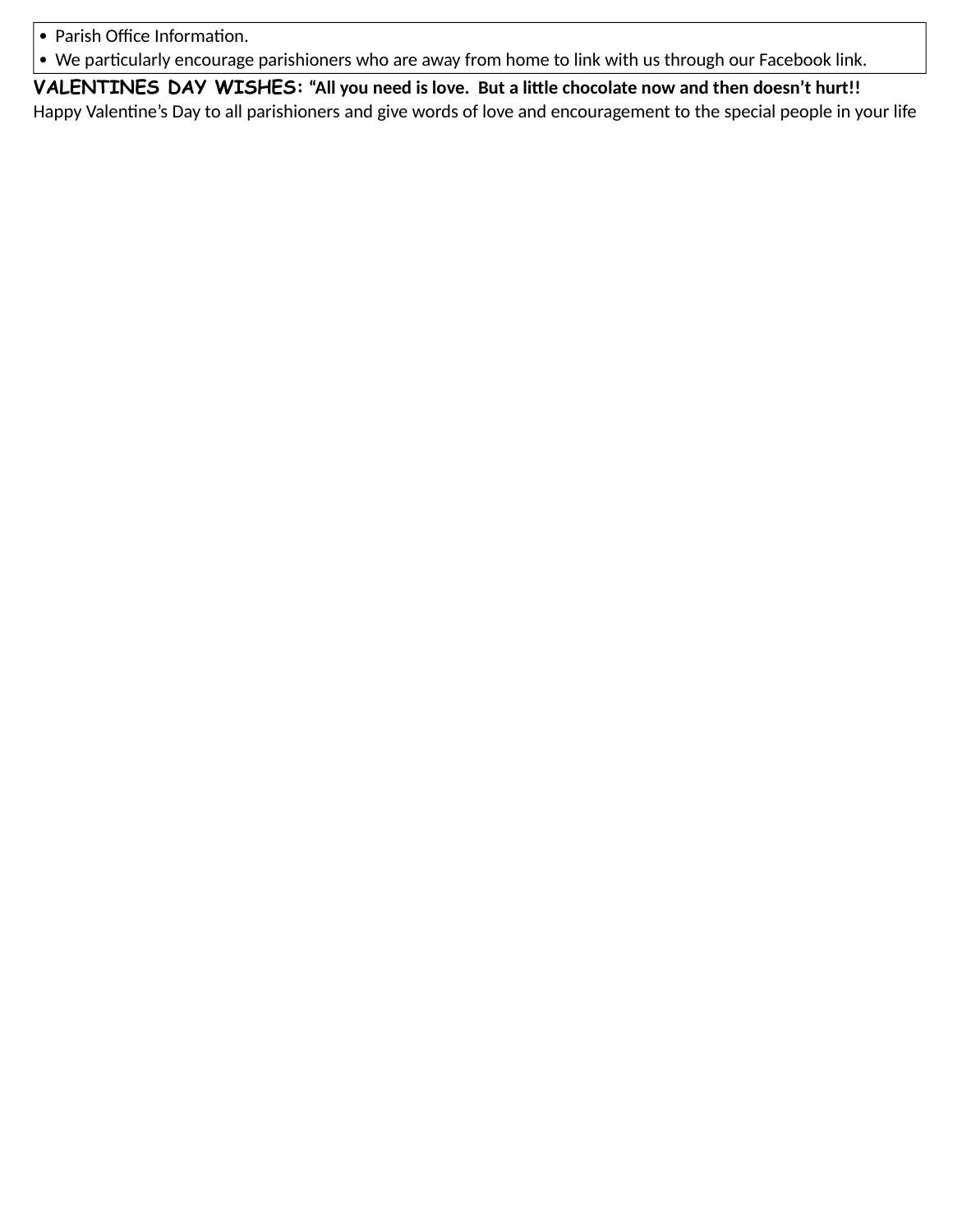- Parish Office Information.
- We particularly encourage parishioners who are away from home to link with us through our Facebook link.

**VALENTINES DAY WISHES: "All you need is love. But a little chocolate now and then doesn't hurt!!**

Happy Valentine's Day to all parishioners and give words of love and encouragement to the special people in your life